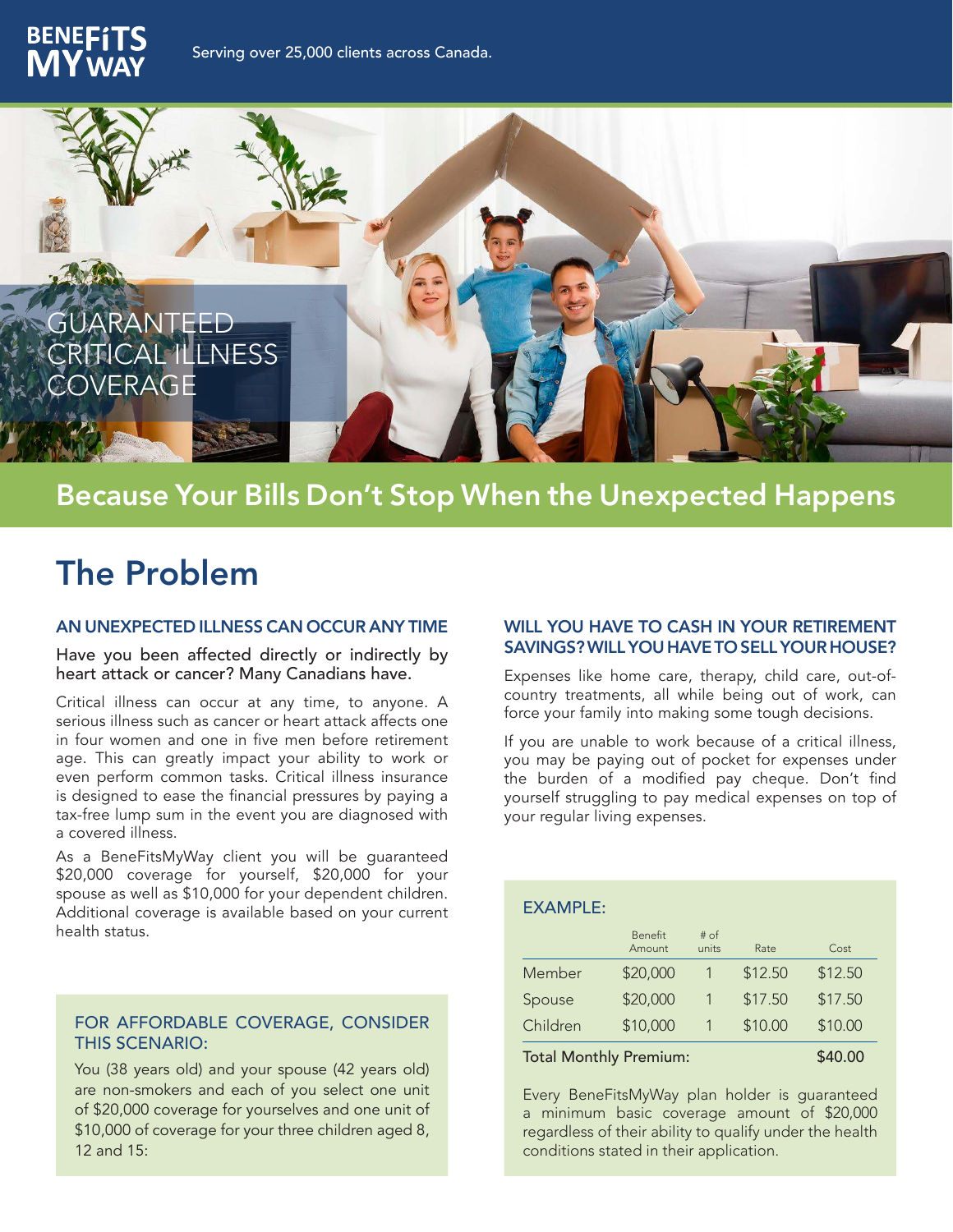BENEFITS MY WAY

Serving over 25,000 clients across Canada.

# GUARANTEED CRITICAL ILLNESS COVERAGE

## Because Your Bills Don't Stop When the Unexpected Happens

# The Problem

### AN UNEXPECTED ILLNESS CAN OCCUR ANY TIME

Have you been affected directly or indirectly by heart attack or cancer? Many Canadians have.

Critical illness can occur at any time, to anyone. A serious illness such as cancer or heart attack affects one in four women and one in five men before retirement age. This can greatly impact your ability to work or even perform common tasks. Critical illness insurance is designed to ease the financial pressures by paying a tax-free lump sum in the event you are diagnosed with a covered illness.

As a BeneFitsMyWay client you will be guaranteed $20,000 coverage for yourself, $20,000 for your spouse as well as $10,000 for your dependent children. Additional coverage is available based on your current health status.

### FOR AFFORDABLE COVERAGE, CONSIDER THIS SCENARIO:

You (38 years old) and your spouse (42 years old) are non-smokers and each of you select one unit of $20,000 coverage for yourselves and one unit of $10,000 of coverage for your three children aged 8, 12 and 15:

### WILL YOU HAVE TO CASH IN YOUR RETIREMENT SAVINGS? WILL YOU HAVE TO SELL YOUR HOUSE?

Expenses like home care, therapy, child care, out-of-country treatments, all while being out of work, can force your family into making some tough decisions.

If you are unable to work because of a critical illness, you may be paying out of pocket for expenses under the burden of a modified pay cheque. Don't find yourself struggling to pay medical expenses on top of your regular living expenses.

### EXAMPLE:

| | Benefit Amount | # of units | Rate | Cost |
|---|---|---|---|---|
| Member | $20,000 | 1 | $12.50 | $12.50 |
| Spouse | $20,000 | 1 | $17.50 | $17.50 |
| Children | $10,000 | 1 | $10.00 | $10.00 |
| Total Monthly Premium: | | | | $40.00 |

Every BeneFitsMyWay plan holder is guaranteed a minimum basic coverage amount of $20,000 regardless of their ability to qualify under the health conditions stated in their application.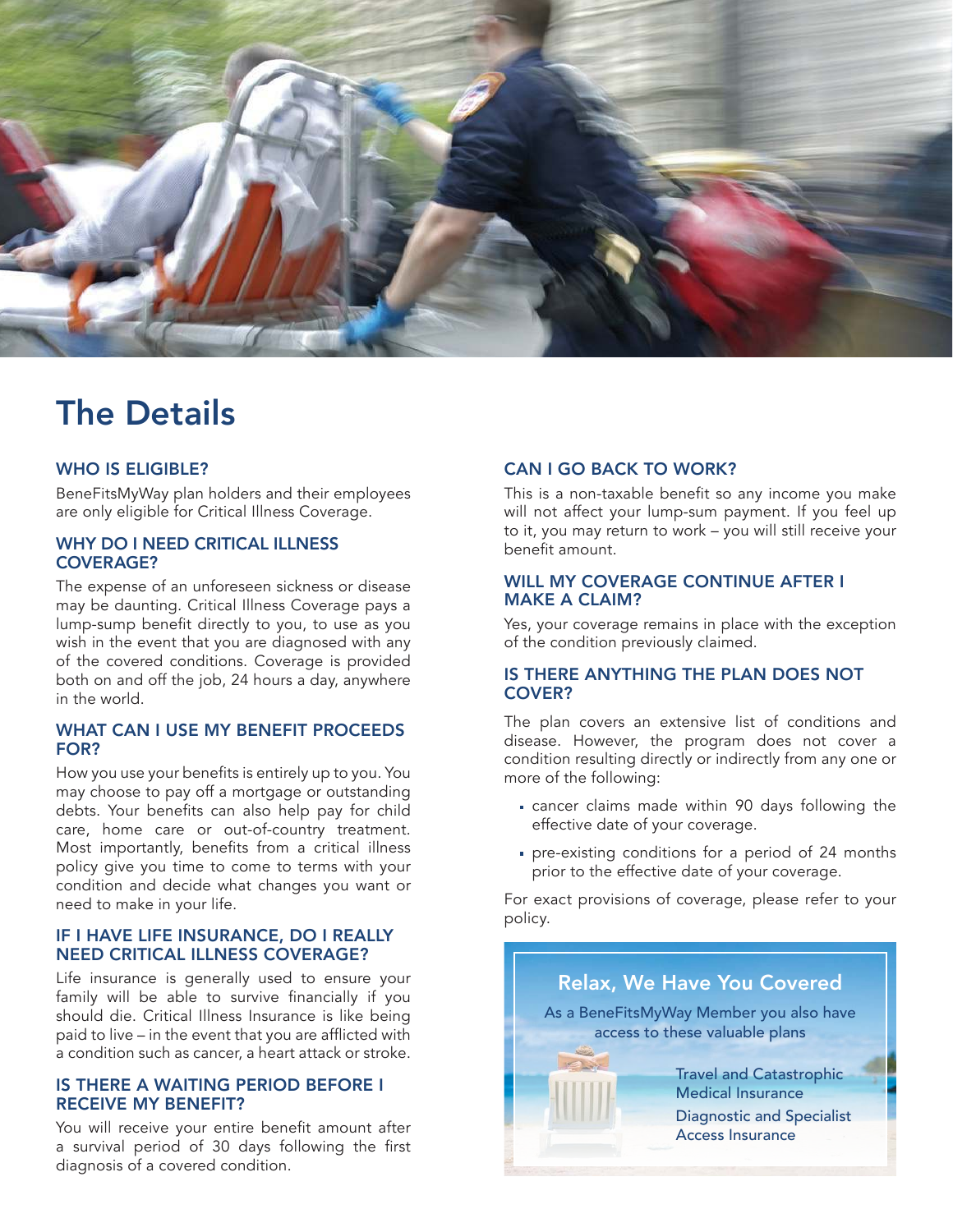# The Details

### WHO IS ELIGIBLE?

BeneFitsMyWay plan holders and their employees are only eligible for Critical Illness Coverage.

### WHY DO I NEED CRITICAL ILLNESS COVERAGE?

The expense of an unforeseen sickness or disease may be daunting. Critical Illness Coverage pays a lump-sump benefit directly to you, to use as you wish in the event that you are diagnosed with any of the covered conditions. Coverage is provided both on and off the job, 24 hours a day, anywhere in the world.

### WHAT CAN I USE MY BENEFIT PROCEEDS FOR?

How you use your benefits is entirely up to you. You may choose to pay off a mortgage or outstanding debts. Your benefits can also help pay for child care, home care or out-of-country treatment. Most importantly, benefits from a critical illness policy give you time to come to terms with your condition and decide what changes you want or need to make in your life.

### IF I HAVE LIFE INSURANCE, DO I REALLY NEED CRITICAL ILLNESS COVERAGE?

Life insurance is generally used to ensure your family will be able to survive financially if you should die. Critical Illness Insurance is like being paid to live – in the event that you are afflicted with a condition such as cancer, a heart attack or stroke.

### IS THERE A WAITING PERIOD BEFORE I RECEIVE MY BENEFIT?

You will receive your entire benefit amount after a survival period of 30 days following the first diagnosis of a covered condition.

### CAN I GO BACK TO WORK?

This is a non-taxable benefit so any income you make will not affect your lump-sum payment. If you feel up to it, you may return to work – you will still receive your benefit amount.

### WILL MY COVERAGE CONTINUE AFTER I MAKE A CLAIM?

Yes, your coverage remains in place with the exception of the condition previously claimed.

### IS THERE ANYTHING THE PLAN DOES NOT COVER?

The plan covers an extensive list of conditions and disease. However, the program does not cover a condition resulting directly or indirectly from any one or more of the following:

- cancer claims made within 90 days following the effective date of your coverage.
- pre-existing conditions for a period of 24 months prior to the effective date of your coverage.

For exact provisions of coverage, please refer to your policy.

## Relax, We Have You Covered

As a BeneFitsMyWay Member you also have access to these valuable plans

- Travel and Catastrophic Medical Insurance
- Diagnostic and Specialist Access Insurance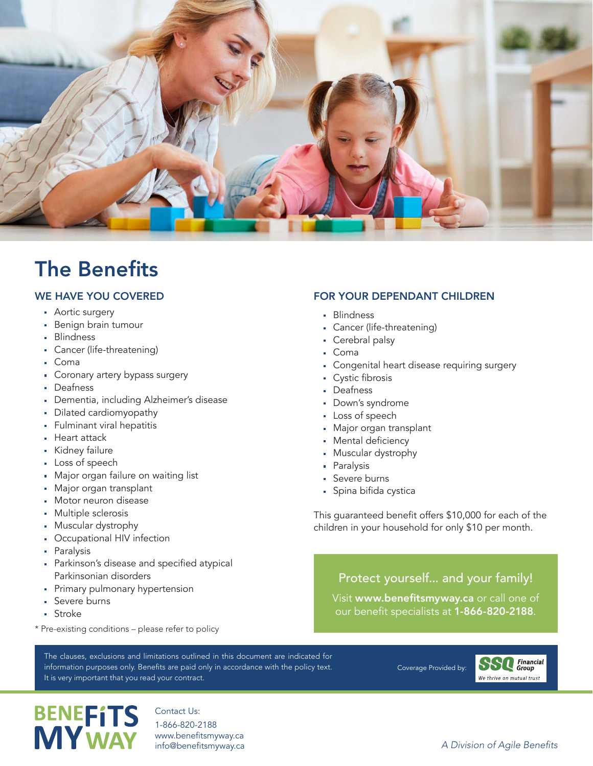# The Benefits

## WE HAVE YOU COVERED

- Aortic surgery
- Benign brain tumour
- Blindness
- Cancer (life-threatening)
- Coma
- Coronary artery bypass surgery
- Deafness
- Dementia, including Alzheimer's disease
- Dilated cardiomyopathy
- Fulminant viral hepatitis
- Heart attack
- Kidney failure
- Loss of speech
- Major organ failure on waiting list
- Major organ transplant
- Motor neuron disease
- Multiple sclerosis
- Muscular dystrophy
- Occupational HIV infection
- Paralysis
- Parkinson's disease and specified atypical Parkinsonian disorders
- Primary pulmonary hypertension
- Severe burns
- Stroke

* Pre-existing conditions – please refer to policy

## FOR YOUR DEPENDANT CHILDREN

- Blindness
- Cancer (life-threatening)
- Cerebral palsy
- Coma
- Congenital heart disease requiring surgery
- Cystic fibrosis
- Deafness
- Down's syndrome
- Loss of speech
- Major organ transplant
- Mental deficiency
- Muscular dystrophy
- Paralysis
- Severe burns
- Spina bifida cystica

This guaranteed benefit offers $10,000 for each of the children in your household for only $10 per month.

**Protect yourself... and your family!**

Visit **www.benefitsmyway.ca** or call one of our benefit specialists at **1-866-820-2188**.

The clauses, exclusions and limitations outlined in this document are indicated for information purposes only. Benefits are paid only in accordance with the policy text. It is very important that you read your contract.

Coverage Provided by: SSQ Financial Group – We thrive on mutual trust

BENEFITS MY WAY

Contact Us:
1-866-820-2188
www.benefitsmyway.ca
info@benefitsmyway.ca

*A Division of Agile Benefits*